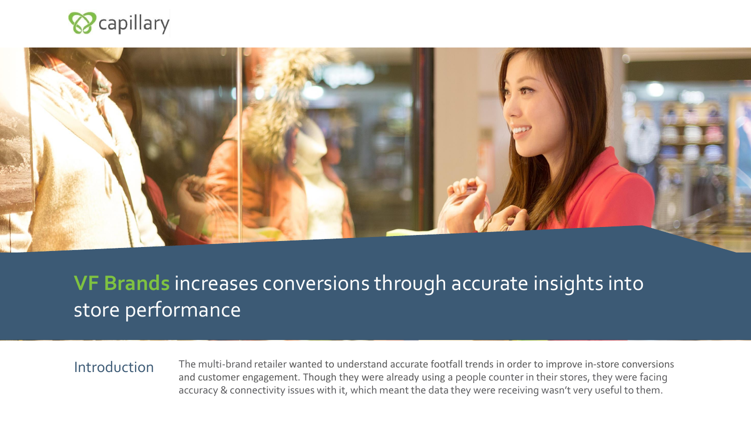capillary

# VF Brands increases conversions through accurate insights into store performance

## Introduction

The multi-brand retailer wanted to understand accurate footfall trends in order to improve in-store conversions and customer engagement. Though they were already using a people counter in their stores, they were facing accuracy & connectivity issues with it, which meant the data they were receiving wasn't very useful to them.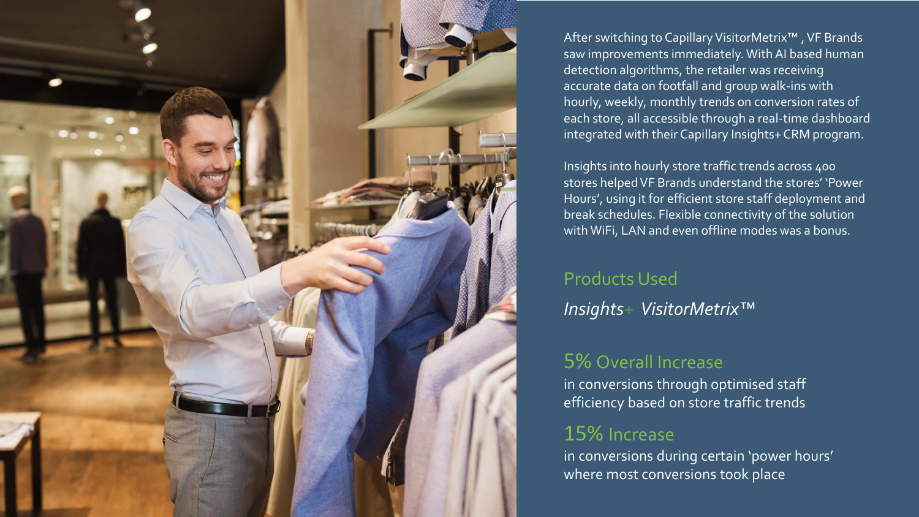After switching to Capillary VisitorMetrix™ , VF Brands saw improvements immediately. With AI based human detection algorithms, the retailer was receiving accurate data on footfall and group walk-ins with hourly, weekly, monthly trends on conversion rates of each store, all accessible through a real-time dashboard integrated with their Capillary Insights+ CRM program.

Insights into hourly store traffic trends across 400 stores helped VF Brands understand the stores' 'Power Hours', using it for efficient store staff deployment and break schedules. Flexible connectivity of the solution with WiFi, LAN and even offline modes was a bonus.

## Products Used

*Insights+ VisitorMetrix™*

## 5% Overall Increase

in conversions through optimised staff efficiency based on store traffic trends

## 15% Increase

in conversions during certain 'power hours' where most conversions took place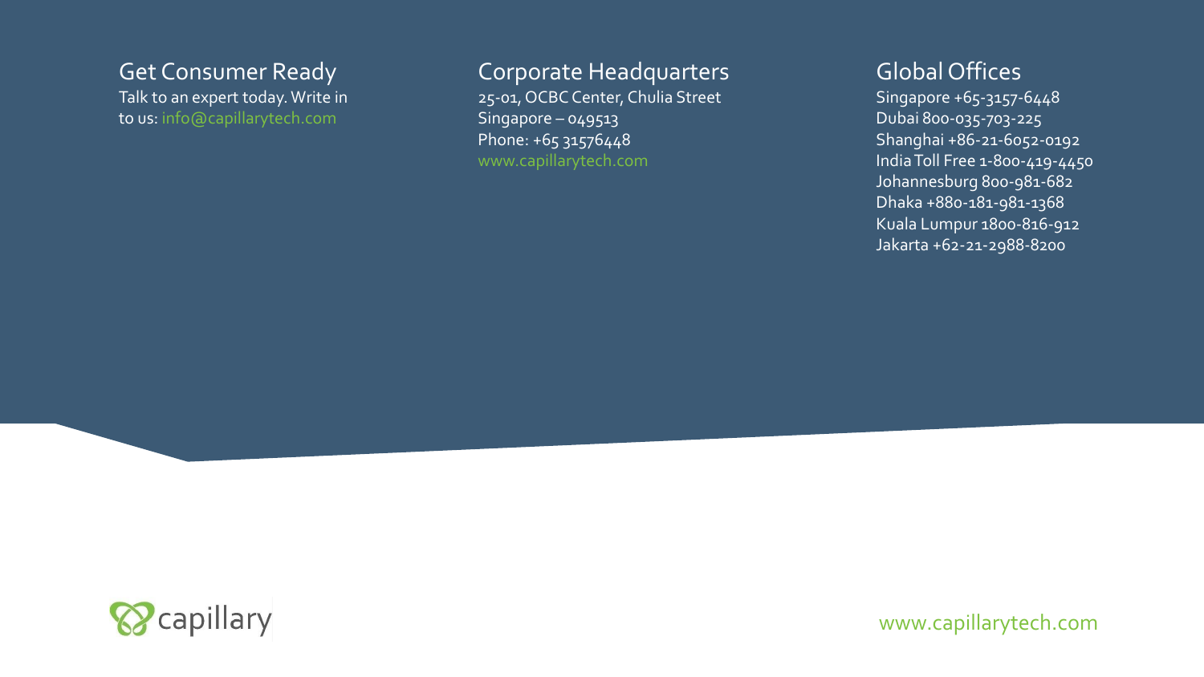## Get Consumer Ready

Talk to an expert today. Write in to us: info@capillarytech.com

## Corporate Headquarters

25-01, OCBC Center, Chulia Street
Singapore – 049513
Phone: +65 31576448
www.capillarytech.com

## Global Offices

Singapore +65-3157-6448
Dubai 800-035-703-225
Shanghai +86-21-6052-0192
India Toll Free 1-800-419-4450
Johannesburg 800-981-682
Dhaka +880-181-981-1368
Kuala Lumpur 1800-816-912
Jakarta +62-21-2988-8200

capillary

www.capillarytech.com